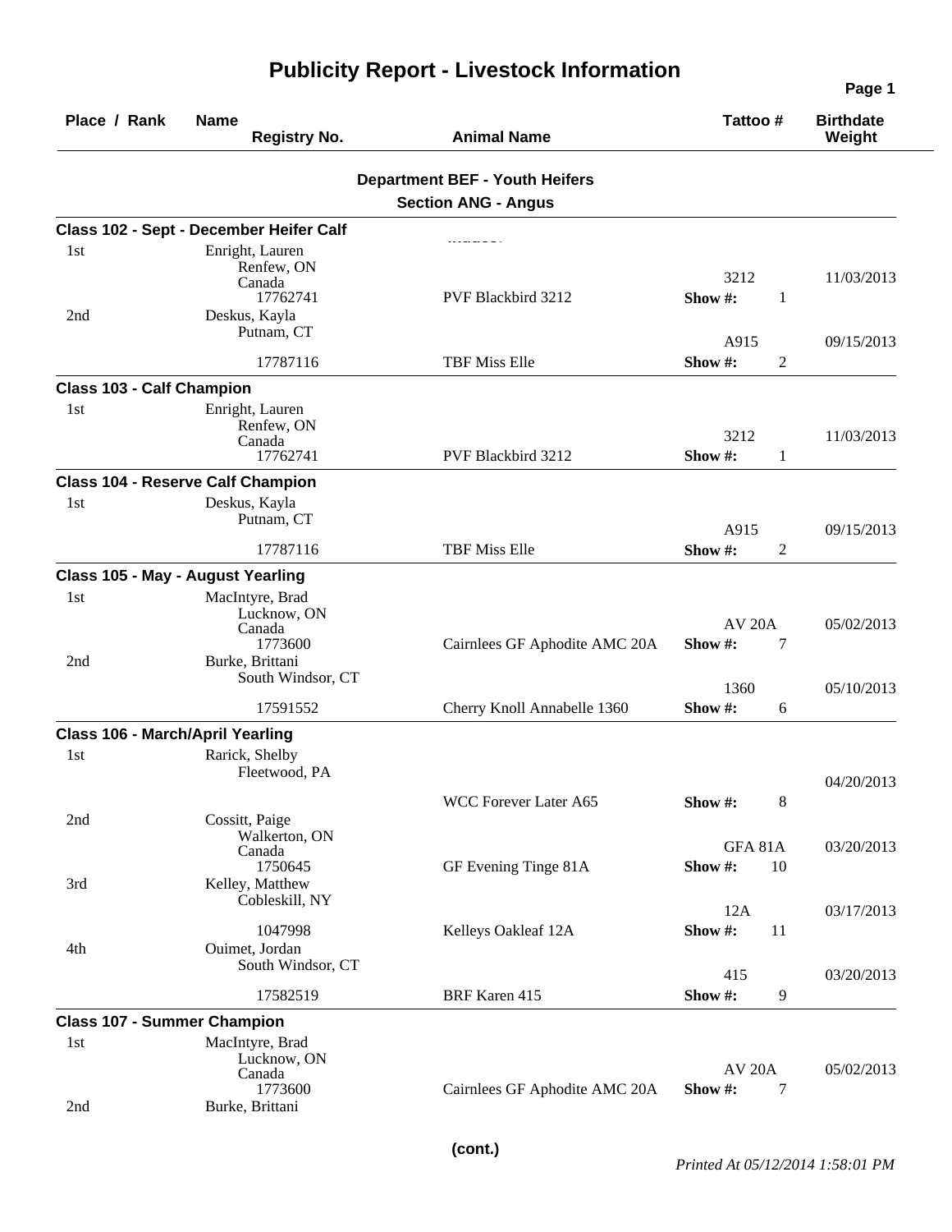# Publicity Report - Livestock Information

| Place / Rank | Name / Registry No. | Animal Name | Tattoo # | Birthdate / Weight |
|---|---|---|---|---|

## Department BEF - Youth Heifers

### Section ANG - Angus

**Class 102 - Sept - December Heifer Calf**

| Place / Rank | Name / Registry No. | Animal Name | Tattoo # | Birthdate / Weight |
|---|---|---|---|---|
| 1st | Enright, Lauren<br>Renfew, ON<br>Canada<br>17762741 | PVF Blackbird 3212 | 3212<br>Show #: 1 | 11/03/2013 |
| 2nd | Deskus, Kayla<br>Putnam, CT<br>17787116 | TBF Miss Elle | A915<br>Show #: 2 | 09/15/2013 |

**Class 103 - Calf Champion**

| Place / Rank | Name / Registry No. | Animal Name | Tattoo # | Birthdate / Weight |
|---|---|---|---|---|
| 1st | Enright, Lauren<br>Renfew, ON<br>Canada<br>17762741 | PVF Blackbird 3212 | 3212<br>Show #: 1 | 11/03/2013 |

**Class 104 - Reserve Calf Champion**

| Place / Rank | Name / Registry No. | Animal Name | Tattoo # | Birthdate / Weight |
|---|---|---|---|---|
| 1st | Deskus, Kayla<br>Putnam, CT<br>17787116 | TBF Miss Elle | A915<br>Show #: 2 | 09/15/2013 |

**Class 105 - May - August Yearling**

| Place / Rank | Name / Registry No. | Animal Name | Tattoo # | Birthdate / Weight |
|---|---|---|---|---|
| 1st | MacIntyre, Brad<br>Lucknow, ON<br>Canada<br>1773600 | Cairnlees GF Aphodite AMC 20A | AV 20A<br>Show #: 7 | 05/02/2013 |
| 2nd | Burke, Brittani<br>South Windsor, CT<br>17591552 | Cherry Knoll Annabelle 1360 | 1360<br>Show #: 6 | 05/10/2013 |

**Class 106 - March/April Yearling**

| Place / Rank | Name / Registry No. | Animal Name | Tattoo # | Birthdate / Weight |
|---|---|---|---|---|
| 1st | Rarick, Shelby<br>Fleetwood, PA | WCC Forever Later A65 | Show #: 8 | 04/20/2013 |
| 2nd | Cossitt, Paige<br>Walkerton, ON<br>Canada<br>1750645 | GF Evening Tinge 81A | GFA 81A<br>Show #: 10 | 03/20/2013 |
| 3rd | Kelley, Matthew<br>Cobleskill, NY<br>1047998 | Kelleys Oakleaf 12A | 12A<br>Show #: 11 | 03/17/2013 |
| 4th | Ouimet, Jordan<br>South Windsor, CT<br>17582519 | BRF Karen 415 | 415<br>Show #: 9 | 03/20/2013 |

**Class 107 - Summer Champion**

| Place / Rank | Name / Registry No. | Animal Name | Tattoo # | Birthdate / Weight |
|---|---|---|---|---|
| 1st | MacIntyre, Brad<br>Lucknow, ON<br>Canada<br>1773600 | Cairnlees GF Aphodite AMC 20A | AV 20A<br>Show #: 7 | 05/02/2013 |
| 2nd | Burke, Brittani | | | |

(cont.)

*Printed At 05/12/2014 1:58:01 PM*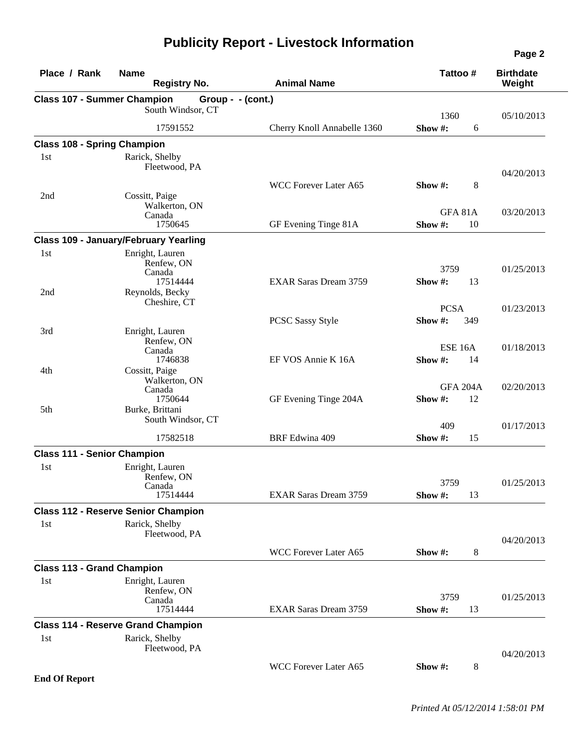# Publicity Report - Livestock Information

| Place / Rank | Name / Registry No. | Animal Name | Tattoo # | Birthdate / Weight |
|---|---|---|---|---|
| **Class 107 - Summer Champion Group - - (cont.)** | | | | |
| | South Windsor, CT<br>17591552 | Cherry Knoll Annabelle 1360 | 1360<br>Show #: 6 | 05/10/2013 |
| **Class 108 - Spring Champion** | | | | |
| 1st | Rarick, Shelby<br>Fleetwood, PA | WCC Forever Later A65 | Show #: 8 | 04/20/2013 |
| 2nd | Cossitt, Paige<br>Walkerton, ON<br>Canada<br>1750645 | GF Evening Tinge 81A | GFA 81A<br>Show #: 10 | 03/20/2013 |
| **Class 109 - January/February Yearling** | | | | |
| 1st | Enright, Lauren<br>Renfew, ON<br>Canada<br>17514444 | EXAR Saras Dream 3759 | 3759<br>Show #: 13 | 01/25/2013 |
| 2nd | Reynolds, Becky<br>Cheshire, CT | PCSC Sassy Style | PCSA<br>Show #: 349 | 01/23/2013 |
| 3rd | Enright, Lauren<br>Renfew, ON<br>Canada<br>1746838 | EF VOS Annie K 16A | ESE 16A<br>Show #: 14 | 01/18/2013 |
| 4th | Cossitt, Paige<br>Walkerton, ON<br>Canada<br>1750644 | GF Evening Tinge 204A | GFA 204A<br>Show #: 12 | 02/20/2013 |
| 5th | Burke, Brittani<br>South Windsor, CT<br>17582518 | BRF Edwina 409 | 409<br>Show #: 15 | 01/17/2013 |
| **Class 111 - Senior Champion** | | | | |
| 1st | Enright, Lauren<br>Renfew, ON<br>Canada<br>17514444 | EXAR Saras Dream 3759 | 3759<br>Show #: 13 | 01/25/2013 |
| **Class 112 - Reserve Senior Champion** | | | | |
| 1st | Rarick, Shelby<br>Fleetwood, PA | WCC Forever Later A65 | Show #: 8 | 04/20/2013 |
| **Class 113 - Grand Champion** | | | | |
| 1st | Enright, Lauren<br>Renfew, ON<br>Canada<br>17514444 | EXAR Saras Dream 3759 | 3759<br>Show #: 13 | 01/25/2013 |
| **Class 114 - Reserve Grand Champion** | | | | |
| 1st | Rarick, Shelby<br>Fleetwood, PA | WCC Forever Later A65 | Show #: 8 | 04/20/2013 |

**End Of Report**

*Printed At 05/12/2014 1:58:01 PM*